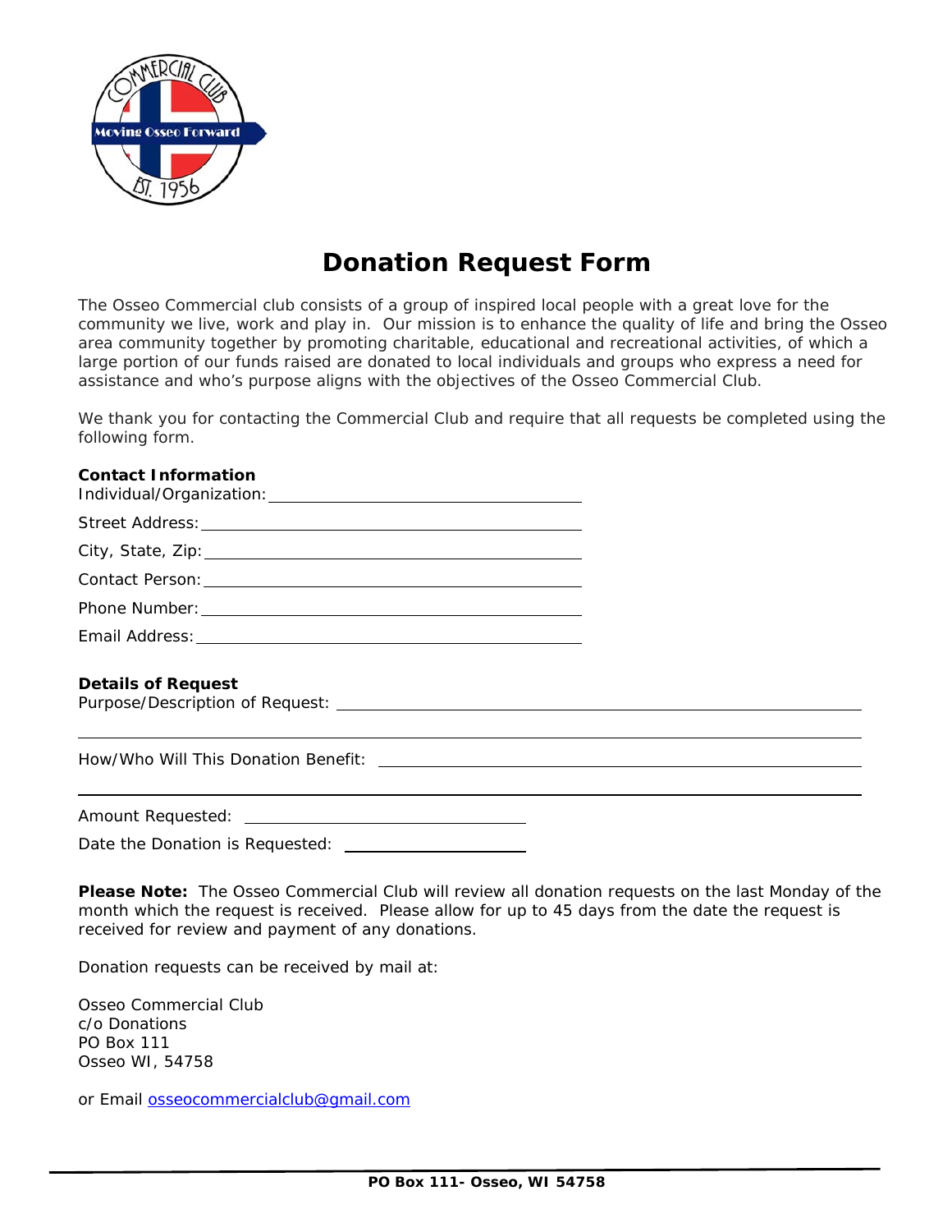# Donation Request Form

The Osseo Commercial club consists of a group of inspired local people with a great love for the community we live, work and play in. Our mission is to enhance the quality of life and bring the Osseo area community together by promoting charitable, educational and recreational activities, of which a large portion of our funds raised are donated to local individuals and groups who express a need for assistance and who's purpose aligns with the objectives of the Osseo Commercial Club.

We thank you for contacting the Commercial Club and require that all requests be completed using the following form.

**Contact Information**

Individual/Organization: ______________________________

Street Address: ______________________________

City, State, Zip: ______________________________

Contact Person: ______________________________

Phone Number: ______________________________

Email Address: ______________________________

**Details of Request**

Purpose/Description of Request: ______________________________

______________________________

How/Who Will This Donation Benefit: ______________________________

______________________________

Amount Requested: ______________________________

Date the Donation is Requested: ______________________________

**Please Note:** The Osseo Commercial Club will review all donation requests on the last Monday of the month which the request is received. Please allow for up to 45 days from the date the request is received for review and payment of any donations.

Donation requests can be received by mail at:

Osseo Commercial Club
c/o Donations
PO Box 111
Osseo WI, 54758

or Email osseocommercialclub@gmail.com

**PO Box 111- Osseo, WI 54758**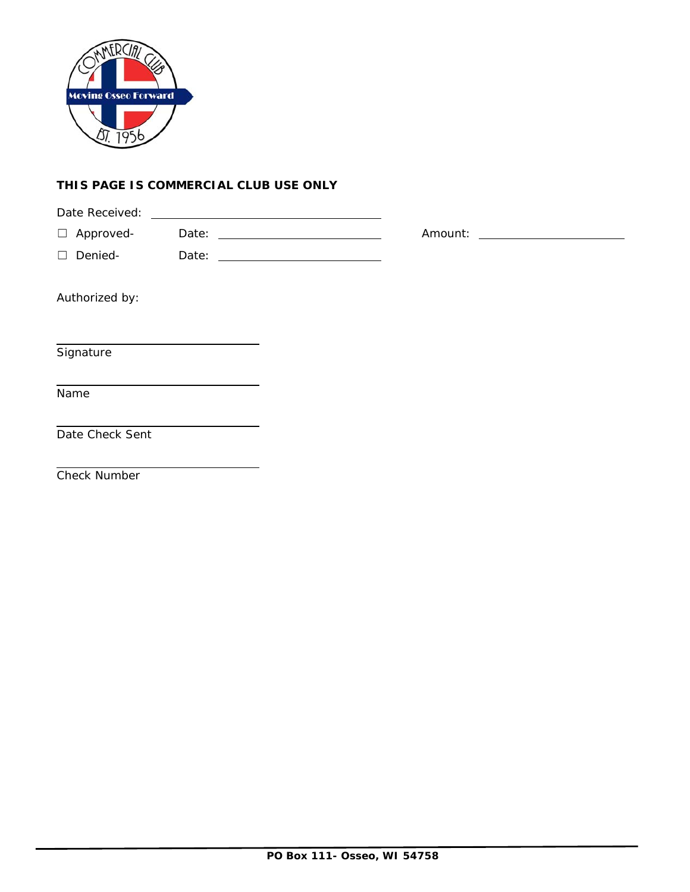**THIS PAGE IS COMMERCIAL CLUB USE ONLY**

Date Received: ______________________________

☐ Approved- Date: ______________________ Amount: ____________________

☐ Denied- Date: ______________________

Authorized by:

____________________________
Signature

____________________________
Name

____________________________
Date Check Sent

____________________________
Check Number

**PO Box 111- Osseo, WI 54758**